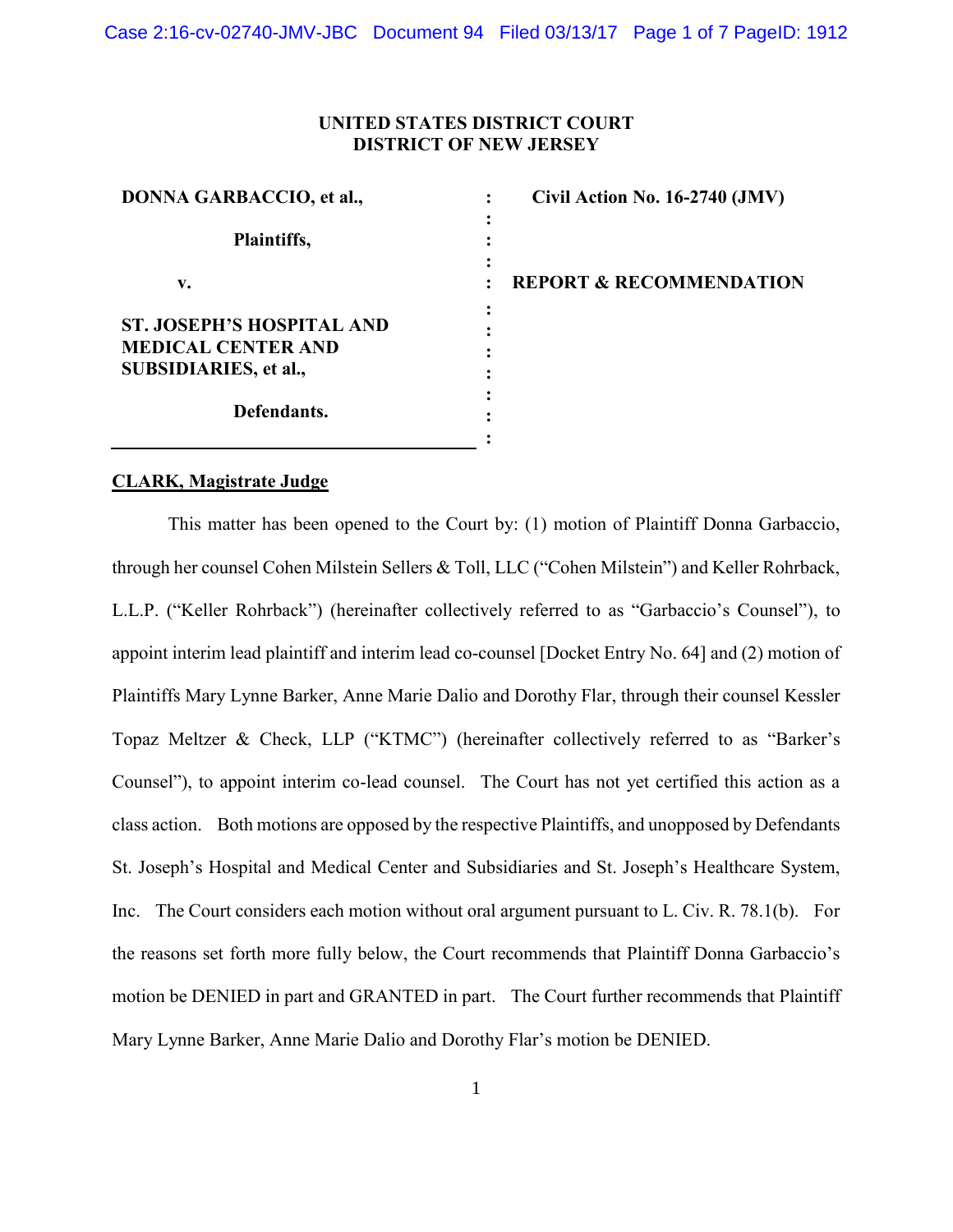**UNITED STATES DISTRICT COURT**
**DISTRICT OF NEW JERSEY**

| | | |
|---|---|---|
| **DONNA GARBACCIO, et al.,** | : | **Civil Action No. 16-2740 (JMV)** |
| **Plaintiffs,** | : | |
| **v.** | : | **REPORT & RECOMMENDATION** |
| **ST. JOSEPH'S HOSPITAL AND MEDICAL CENTER AND SUBSIDIARIES, et al.,** | : | |
| **Defendants.** | : | |

**CLARK, Magistrate Judge**

This matter has been opened to the Court by: (1) motion of Plaintiff Donna Garbaccio, through her counsel Cohen Milstein Sellers & Toll, LLC ("Cohen Milstein") and Keller Rohrback, L.L.P. ("Keller Rohrback") (hereinafter collectively referred to as "Garbaccio's Counsel"), to appoint interim lead plaintiff and interim lead co-counsel [Docket Entry No. 64] and (2) motion of Plaintiffs Mary Lynne Barker, Anne Marie Dalio and Dorothy Flar, through their counsel Kessler Topaz Meltzer & Check, LLP ("KTMC") (hereinafter collectively referred to as "Barker's Counsel"), to appoint interim co-lead counsel. The Court has not yet certified this action as a class action. Both motions are opposed by the respective Plaintiffs, and unopposed by Defendants St. Joseph's Hospital and Medical Center and Subsidiaries and St. Joseph's Healthcare System, Inc. The Court considers each motion without oral argument pursuant to L. Civ. R. 78.1(b). For the reasons set forth more fully below, the Court recommends that Plaintiff Donna Garbaccio's motion be DENIED in part and GRANTED in part. The Court further recommends that Plaintiff Mary Lynne Barker, Anne Marie Dalio and Dorothy Flar's motion be DENIED.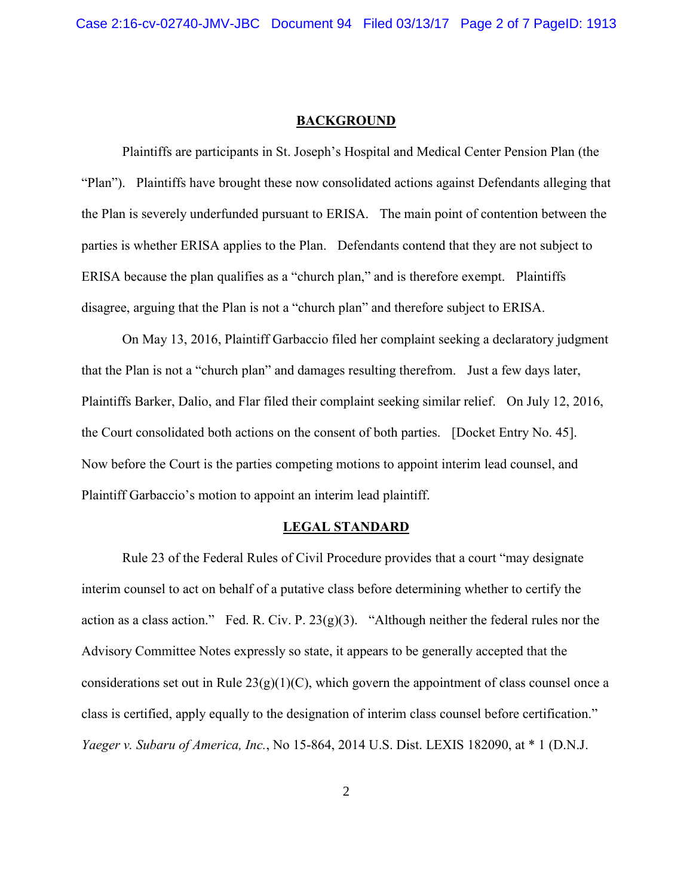## BACKGROUND

Plaintiffs are participants in St. Joseph's Hospital and Medical Center Pension Plan (the "Plan"). Plaintiffs have brought these now consolidated actions against Defendants alleging that the Plan is severely underfunded pursuant to ERISA. The main point of contention between the parties is whether ERISA applies to the Plan. Defendants contend that they are not subject to ERISA because the plan qualifies as a "church plan," and is therefore exempt. Plaintiffs disagree, arguing that the Plan is not a "church plan" and therefore subject to ERISA.

On May 13, 2016, Plaintiff Garbaccio filed her complaint seeking a declaratory judgment that the Plan is not a "church plan" and damages resulting therefrom. Just a few days later, Plaintiffs Barker, Dalio, and Flar filed their complaint seeking similar relief. On July 12, 2016, the Court consolidated both actions on the consent of both parties. [Docket Entry No. 45]. Now before the Court is the parties competing motions to appoint interim lead counsel, and Plaintiff Garbaccio's motion to appoint an interim lead plaintiff.

## LEGAL STANDARD

Rule 23 of the Federal Rules of Civil Procedure provides that a court "may designate interim counsel to act on behalf of a putative class before determining whether to certify the action as a class action." Fed. R. Civ. P. 23(g)(3). "Although neither the federal rules nor the Advisory Committee Notes expressly so state, it appears to be generally accepted that the considerations set out in Rule 23(g)(1)(C), which govern the appointment of class counsel once a class is certified, apply equally to the designation of interim class counsel before certification." *Yaeger v. Subaru of America, Inc.*, No 15-864, 2014 U.S. Dist. LEXIS 182090, at * 1 (D.N.J.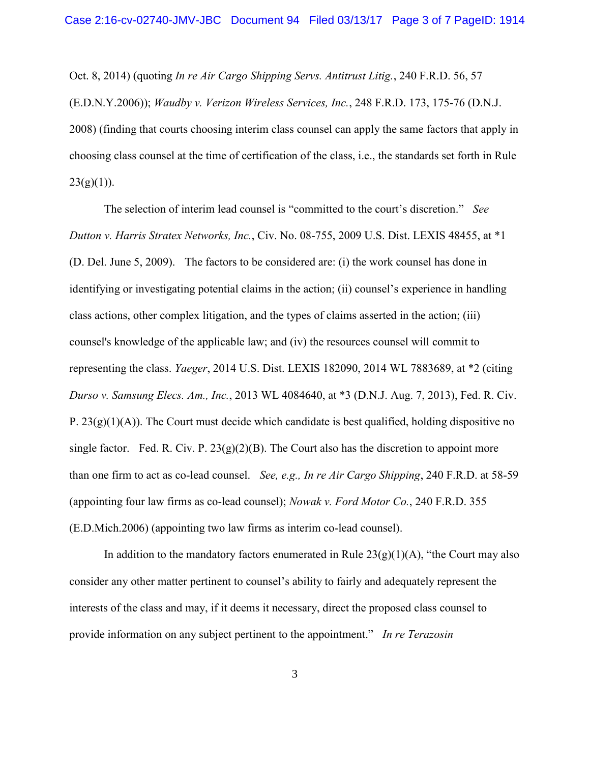Oct. 8, 2014) (quoting *In re Air Cargo Shipping Servs. Antitrust Litig.*, 240 F.R.D. 56, 57 (E.D.N.Y.2006)); *Waudby v. Verizon Wireless Services, Inc.*, 248 F.R.D. 173, 175-76 (D.N.J. 2008) (finding that courts choosing interim class counsel can apply the same factors that apply in choosing class counsel at the time of certification of the class, i.e., the standards set forth in Rule 23(g)(1)).

The selection of interim lead counsel is "committed to the court's discretion." *See Dutton v. Harris Stratex Networks, Inc.*, Civ. No. 08-755, 2009 U.S. Dist. LEXIS 48455, at *1 (D. Del. June 5, 2009). The factors to be considered are: (i) the work counsel has done in identifying or investigating potential claims in the action; (ii) counsel's experience in handling class actions, other complex litigation, and the types of claims asserted in the action; (iii) counsel's knowledge of the applicable law; and (iv) the resources counsel will commit to representing the class. *Yaeger*, 2014 U.S. Dist. LEXIS 182090, 2014 WL 7883689, at *2 (citing *Durso v. Samsung Elecs. Am., Inc.*, 2013 WL 4084640, at *3 (D.N.J. Aug. 7, 2013), Fed. R. Civ. P. 23(g)(1)(A)). The Court must decide which candidate is best qualified, holding dispositive no single factor. Fed. R. Civ. P. 23(g)(2)(B). The Court also has the discretion to appoint more than one firm to act as co-lead counsel. *See, e.g., In re Air Cargo Shipping*, 240 F.R.D. at 58-59 (appointing four law firms as co-lead counsel); *Nowak v. Ford Motor Co.*, 240 F.R.D. 355 (E.D.Mich.2006) (appointing two law firms as interim co-lead counsel).

In addition to the mandatory factors enumerated in Rule 23(g)(1)(A), "the Court may also consider any other matter pertinent to counsel's ability to fairly and adequately represent the interests of the class and may, if it deems it necessary, direct the proposed class counsel to provide information on any subject pertinent to the appointment." *In re Terazosin*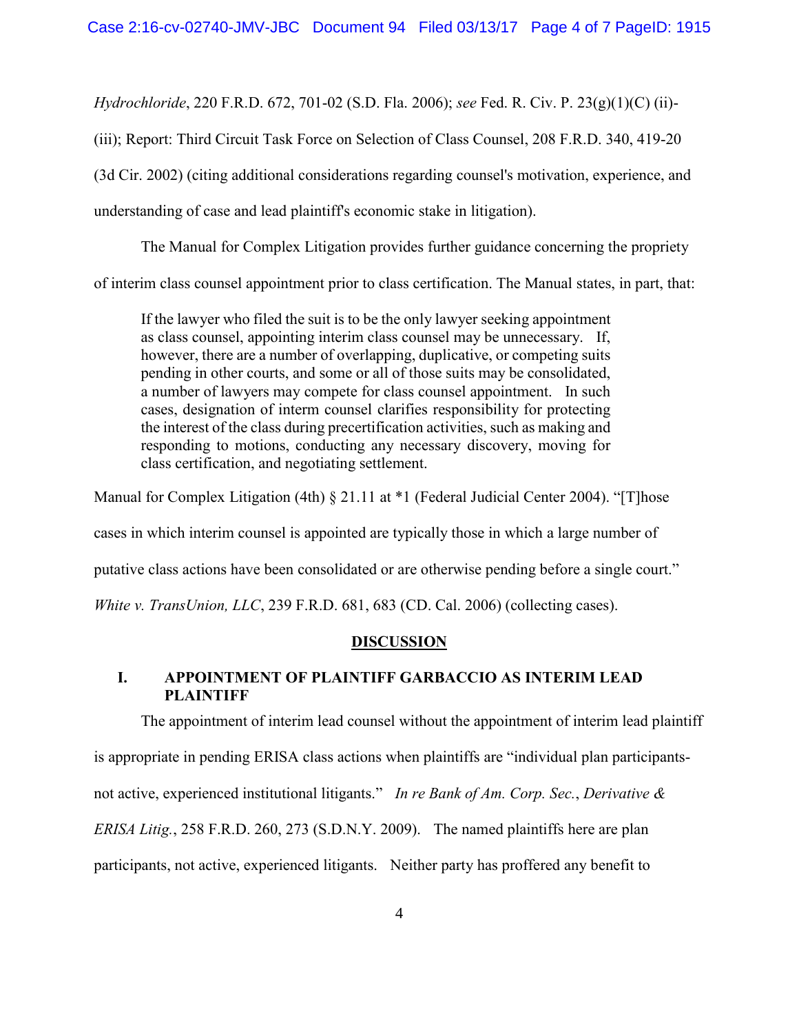*Hydrochloride*, 220 F.R.D. 672, 701-02 (S.D. Fla. 2006); *see* Fed. R. Civ. P. 23(g)(1)(C) (ii)-(iii); Report: Third Circuit Task Force on Selection of Class Counsel, 208 F.R.D. 340, 419-20 (3d Cir. 2002) (citing additional considerations regarding counsel's motivation, experience, and understanding of case and lead plaintiff's economic stake in litigation).

The Manual for Complex Litigation provides further guidance concerning the propriety of interim class counsel appointment prior to class certification. The Manual states, in part, that:

> If the lawyer who filed the suit is to be the only lawyer seeking appointment as class counsel, appointing interim class counsel may be unnecessary. If, however, there are a number of overlapping, duplicative, or competing suits pending in other courts, and some or all of those suits may be consolidated, a number of lawyers may compete for class counsel appointment. In such cases, designation of interm counsel clarifies responsibility for protecting the interest of the class during precertification activities, such as making and responding to motions, conducting any necessary discovery, moving for class certification, and negotiating settlement.

Manual for Complex Litigation (4th) § 21.11 at *1 (Federal Judicial Center 2004). "[T]hose cases in which interim counsel is appointed are typically those in which a large number of putative class actions have been consolidated or are otherwise pending before a single court." *White v. TransUnion, LLC*, 239 F.R.D. 681, 683 (CD. Cal. 2006) (collecting cases).

## DISCUSSION

### I. APPOINTMENT OF PLAINTIFF GARBACCIO AS INTERIM LEAD PLAINTIFF

The appointment of interim lead counsel without the appointment of interim lead plaintiff is appropriate in pending ERISA class actions when plaintiffs are "individual plan participants-not active, experienced institutional litigants." *In re Bank of Am. Corp. Sec.*, *Derivative & ERISA Litig.*, 258 F.R.D. 260, 273 (S.D.N.Y. 2009). The named plaintiffs here are plan participants, not active, experienced litigants. Neither party has proffered any benefit to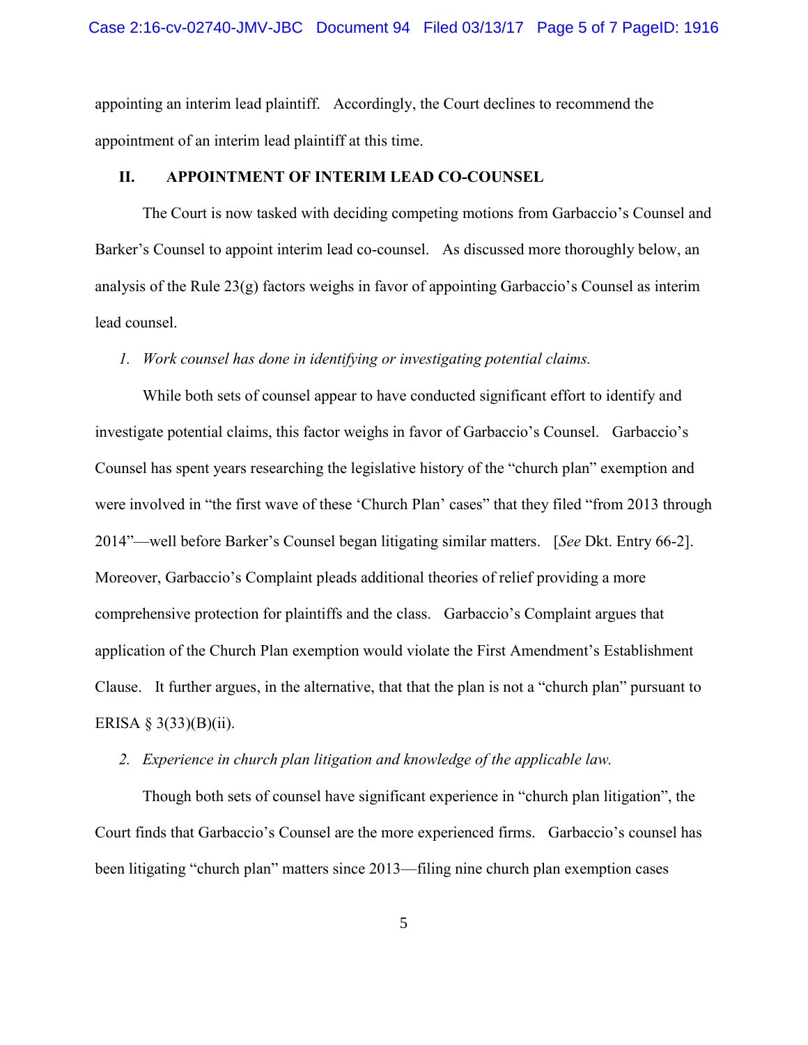appointing an interim lead plaintiff. Accordingly, the Court declines to recommend the appointment of an interim lead plaintiff at this time.

## II. APPOINTMENT OF INTERIM LEAD CO-COUNSEL

The Court is now tasked with deciding competing motions from Garbaccio's Counsel and Barker's Counsel to appoint interim lead co-counsel. As discussed more thoroughly below, an analysis of the Rule 23(g) factors weighs in favor of appointing Garbaccio's Counsel as interim lead counsel.

*1. Work counsel has done in identifying or investigating potential claims.*

While both sets of counsel appear to have conducted significant effort to identify and investigate potential claims, this factor weighs in favor of Garbaccio's Counsel. Garbaccio's Counsel has spent years researching the legislative history of the "church plan" exemption and were involved in "the first wave of these 'Church Plan' cases" that they filed "from 2013 through 2014"—well before Barker's Counsel began litigating similar matters. [*See* Dkt. Entry 66-2]. Moreover, Garbaccio's Complaint pleads additional theories of relief providing a more comprehensive protection for plaintiffs and the class. Garbaccio's Complaint argues that application of the Church Plan exemption would violate the First Amendment's Establishment Clause. It further argues, in the alternative, that that the plan is not a "church plan" pursuant to ERISA § 3(33)(B)(ii).

*2. Experience in church plan litigation and knowledge of the applicable law.*

Though both sets of counsel have significant experience in "church plan litigation", the Court finds that Garbaccio's Counsel are the more experienced firms. Garbaccio's counsel has been litigating "church plan" matters since 2013—filing nine church plan exemption cases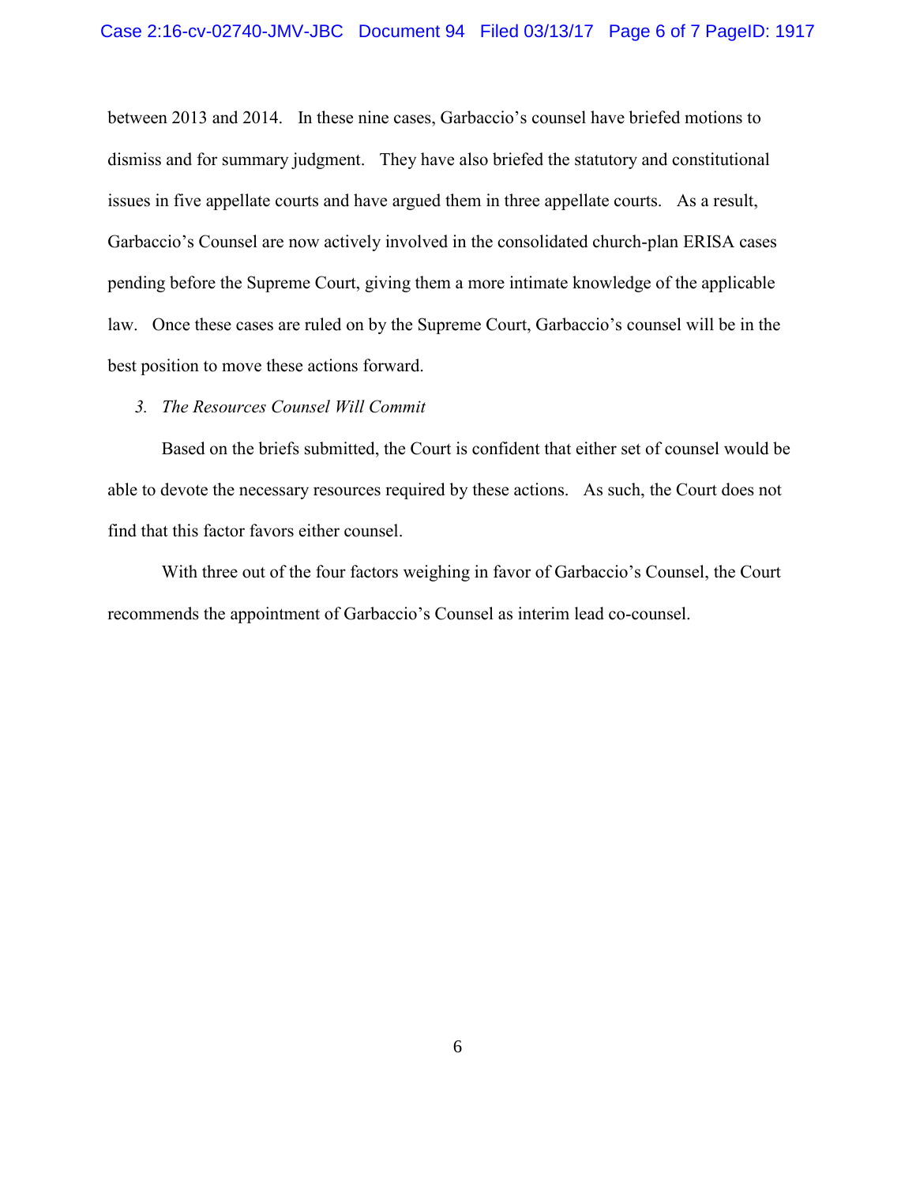between 2013 and 2014. In these nine cases, Garbaccio's counsel have briefed motions to dismiss and for summary judgment. They have also briefed the statutory and constitutional issues in five appellate courts and have argued them in three appellate courts. As a result, Garbaccio's Counsel are now actively involved in the consolidated church-plan ERISA cases pending before the Supreme Court, giving them a more intimate knowledge of the applicable law. Once these cases are ruled on by the Supreme Court, Garbaccio's counsel will be in the best position to move these actions forward.

*3. The Resources Counsel Will Commit*

Based on the briefs submitted, the Court is confident that either set of counsel would be able to devote the necessary resources required by these actions. As such, the Court does not find that this factor favors either counsel.

With three out of the four factors weighing in favor of Garbaccio's Counsel, the Court recommends the appointment of Garbaccio's Counsel as interim lead co-counsel.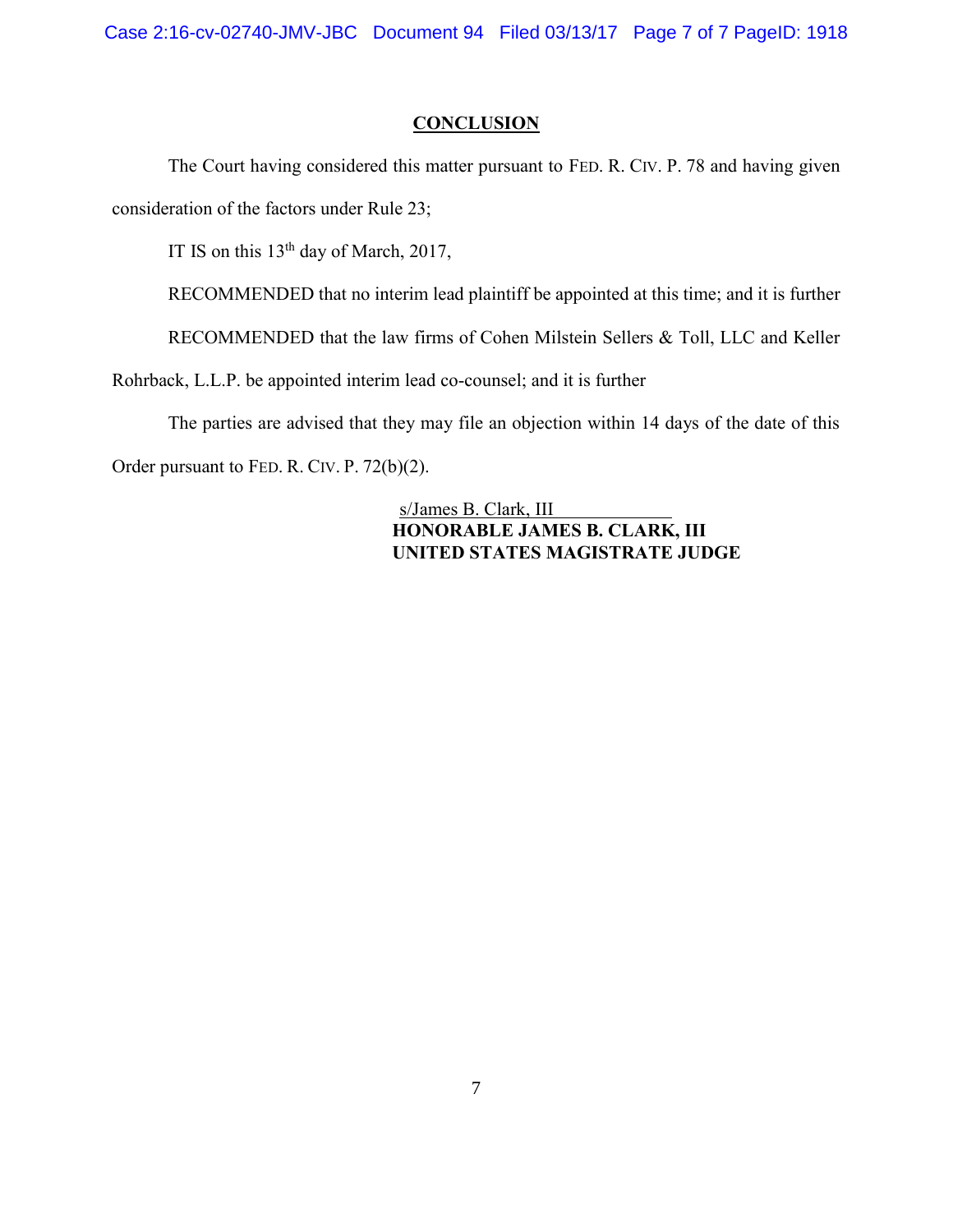## CONCLUSION

The Court having considered this matter pursuant to FED. R. CIV. P. 78 and having given consideration of the factors under Rule 23;

IT IS on this 13th day of March, 2017,

RECOMMENDED that no interim lead plaintiff be appointed at this time; and it is further

RECOMMENDED that the law firms of Cohen Milstein Sellers & Toll, LLC and Keller Rohrback, L.L.P. be appointed interim lead co-counsel; and it is further

The parties are advised that they may file an objection within 14 days of the date of this Order pursuant to FED. R. CIV. P. 72(b)(2).

s/James B. Clark, III

**HONORABLE JAMES B. CLARK, III**
**UNITED STATES MAGISTRATE JUDGE**